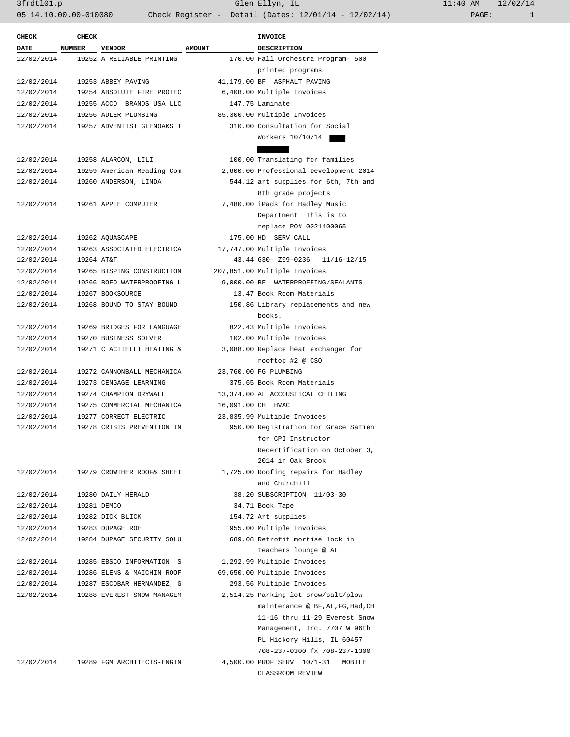| CHECK DATE | CHECK NUMBER | VENDOR | AMOUNT | INVOICE DESCRIPTION |
|---|---|---|---|---|
| 12/02/2014 | 19252 | A RELIABLE PRINTING | 170.00 | Fall Orchestra Program- 500 printed programs |
| 12/02/2014 | 19253 | ABBEY PAVING | 41,179.00 | BF ASPHALT PAVING |
| 12/02/2014 | 19254 | ABSOLUTE FIRE PROTEC | 6,408.00 | Multiple Invoices |
| 12/02/2014 | 19255 | ACCO BRANDS USA LLC | 147.75 | Laminate |
| 12/02/2014 | 19256 | ADLER PLUMBING | 85,300.00 | Multiple Invoices |
| 12/02/2014 | 19257 | ADVENTIST GLENOAKS T | 310.00 | Consultation for Social Workers 10/10/14 |
| 12/02/2014 | 19258 | ALARCON, LILI | 100.00 | Translating for families |
| 12/02/2014 | 19259 | American Reading Com | 2,600.00 | Professional Development 2014 |
| 12/02/2014 | 19260 | ANDERSON, LINDA | 544.12 | art supplies for 6th, 7th and 8th grade projects |
| 12/02/2014 | 19261 | APPLE COMPUTER | 7,480.00 | iPads for Hadley Music Department This is to replace PO# 0021400065 |
| 12/02/2014 | 19262 | AQUASCAPE | 175.00 | HD SERV CALL |
| 12/02/2014 | 19263 | ASSOCIATED ELECTRICA | 17,747.00 | Multiple Invoices |
| 12/02/2014 | 19264 | AT&T | 43.44 | 630- Z99-0236 11/16-12/15 |
| 12/02/2014 | 19265 | BISPING CONSTRUCTION | 207,851.00 | Multiple Invoices |
| 12/02/2014 | 19266 | BOFO WATERPROOFING L | 9,000.00 | BF WATERPROFFING/SEALANTS |
| 12/02/2014 | 19267 | BOOKSOURCE | 13.47 | Book Room Materials |
| 12/02/2014 | 19268 | BOUND TO STAY BOUND | 150.86 | Library replacements and new books. |
| 12/02/2014 | 19269 | BRIDGES FOR LANGUAGE | 822.43 | Multiple Invoices |
| 12/02/2014 | 19270 | BUSINESS SOLVER | 102.00 | Multiple Invoices |
| 12/02/2014 | 19271 | C ACITELLI HEATING & | 3,088.00 | Replace heat exchanger for rooftop #2 @ CSO |
| 12/02/2014 | 19272 | CANNONBALL MECHANICA | 23,760.00 | FG PLUMBING |
| 12/02/2014 | 19273 | CENGAGE LEARNING | 375.65 | Book Room Materials |
| 12/02/2014 | 19274 | CHAMPION DRYWALL | 13,374.00 | AL ACCOUSTICAL CEILING |
| 12/02/2014 | 19275 | COMMERCIAL MECHANICA | 16,091.00 | CH HVAC |
| 12/02/2014 | 19277 | CORRECT ELECTRIC | 23,835.99 | Multiple Invoices |
| 12/02/2014 | 19278 | CRISIS PREVENTION IN | 950.00 | Registration for Grace Safien for CPI Instructor Recertification on October 3, 2014 in Oak Brook |
| 12/02/2014 | 19279 | CROWTHER ROOF& SHEET | 1,725.00 | Roofing repairs for Hadley and Churchill |
| 12/02/2014 | 19280 | DAILY HERALD | 38.20 | SUBSCRIPTION 11/03-30 |
| 12/02/2014 | 19281 | DEMCO | 34.71 | Book Tape |
| 12/02/2014 | 19282 | DICK BLICK | 154.72 | Art supplies |
| 12/02/2014 | 19283 | DUPAGE ROE | 955.00 | Multiple Invoices |
| 12/02/2014 | 19284 | DUPAGE SECURITY SOLU | 689.08 | Retrofit mortise lock in teachers lounge @ AL |
| 12/02/2014 | 19285 | EBSCO INFORMATION S | 1,292.99 | Multiple Invoices |
| 12/02/2014 | 19286 | ELENS & MAICHIN ROOF | 69,650.00 | Multiple Invoices |
| 12/02/2014 | 19287 | ESCOBAR HERNANDEZ, G | 293.56 | Multiple Invoices |
| 12/02/2014 | 19288 | EVEREST SNOW MANAGEM | 2,514.25 | Parking lot snow/salt/plow maintenance @ BF,AL,FG,Had,CH 11-16 thru 11-29 Everest Snow Management, Inc. 7707 W 96th PL Hickory Hills, IL 60457 708-237-0300 fx 708-237-1300 |
| 12/02/2014 | 19289 | FGM ARCHITECTS-ENGIN | 4,500.00 | PROF SERV 10/1-31 MOBILE CLASSROOM REVIEW |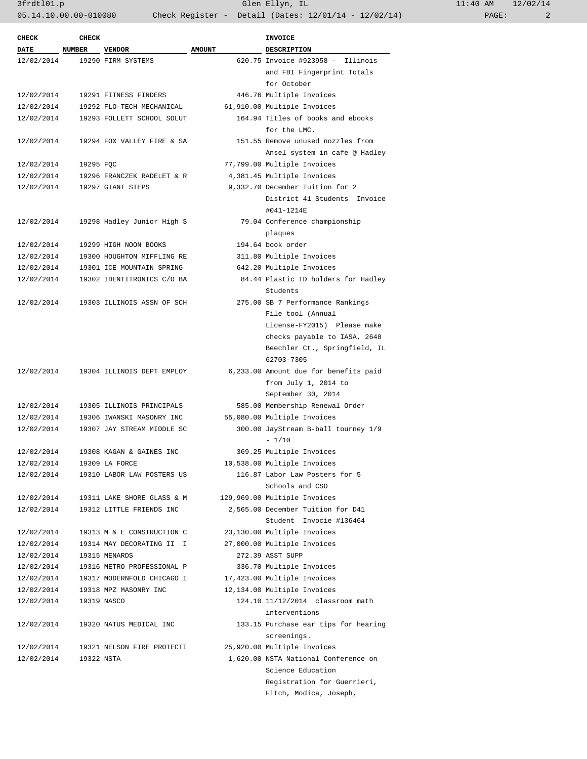| CHECK DATE | CHECK NUMBER | VENDOR | AMOUNT | INVOICE DESCRIPTION |
|---|---|---|---|---|
| 12/02/2014 | 19290 | FIRM SYSTEMS | 620.75 | Invoice #923958 - Illinois and FBI Fingerprint Totals for October |
| 12/02/2014 | 19291 | FITNESS FINDERS | 446.76 | Multiple Invoices |
| 12/02/2014 | 19292 | FLO-TECH MECHANICAL | 61,910.00 | Multiple Invoices |
| 12/02/2014 | 19293 | FOLLETT SCHOOL SOLUT | 164.94 | Titles of books and ebooks for the LMC. |
| 12/02/2014 | 19294 | FOX VALLEY FIRE & SA | 151.55 | Remove unused nozzles from Ansel system in cafe @ Hadley |
| 12/02/2014 | 19295 | FQC | 77,799.00 | Multiple Invoices |
| 12/02/2014 | 19296 | FRANCZEK RADELET & R | 4,381.45 | Multiple Invoices |
| 12/02/2014 | 19297 | GIANT STEPS | 9,332.70 | December Tuition for 2 District 41 Students Invoice #041-1214E |
| 12/02/2014 | 19298 | Hadley Junior High S | 79.04 | Conference championship plaques |
| 12/02/2014 | 19299 | HIGH NOON BOOKS | 194.64 | book order |
| 12/02/2014 | 19300 | HOUGHTON MIFFLING RE | 311.80 | Multiple Invoices |
| 12/02/2014 | 19301 | ICE MOUNTAIN SPRING | 642.20 | Multiple Invoices |
| 12/02/2014 | 19302 | IDENTITRONICS C/O BA | 84.44 | Plastic ID holders for Hadley Students |
| 12/02/2014 | 19303 | ILLINOIS ASSN OF SCH | 275.00 | SB 7 Performance Rankings File tool (Annual License-FY2015) Please make checks payable to IASA, 2648 Beechler Ct., Springfield, IL 62703-7305 |
| 12/02/2014 | 19304 | ILLINOIS DEPT EMPLOY | 6,233.00 | Amount due for benefits paid from July 1, 2014 to September 30, 2014 |
| 12/02/2014 | 19305 | ILLINOIS PRINCIPALS | 585.00 | Membership Renewal Order |
| 12/02/2014 | 19306 | IWANSKI MASONRY INC | 55,080.00 | Multiple Invoices |
| 12/02/2014 | 19307 | JAY STREAM MIDDLE SC | 300.00 | JayStream B-ball tourney 1/9 - 1/10 |
| 12/02/2014 | 19308 | KAGAN & GAINES INC | 369.25 | Multiple Invoices |
| 12/02/2014 | 19309 | LA FORCE | 10,538.00 | Multiple Invoices |
| 12/02/2014 | 19310 | LABOR LAW POSTERS US | 116.87 | Labor Law Posters for 5 Schools and CSO |
| 12/02/2014 | 19311 | LAKE SHORE GLASS & M | 129,969.00 | Multiple Invoices |
| 12/02/2014 | 19312 | LITTLE FRIENDS INC | 2,565.00 | December Tuition for D41 Student Invocie #136464 |
| 12/02/2014 | 19313 | M & E CONSTRUCTION C | 23,130.00 | Multiple Invoices |
| 12/02/2014 | 19314 | MAY DECORATING II I | 27,000.00 | Multiple Invoices |
| 12/02/2014 | 19315 | MENARDS | 272.39 | ASST SUPP |
| 12/02/2014 | 19316 | METRO PROFESSIONAL P | 336.70 | Multiple Invoices |
| 12/02/2014 | 19317 | MODERNFOLD CHICAGO I | 17,423.00 | Multiple Invoices |
| 12/02/2014 | 19318 | MPZ MASONRY INC | 12,134.00 | Multiple Invoices |
| 12/02/2014 | 19319 | NASCO | 124.10 | 11/12/2014 classroom math interventions |
| 12/02/2014 | 19320 | NATUS MEDICAL INC | 133.15 | Purchase ear tips for hearing screenings. |
| 12/02/2014 | 19321 | NELSON FIRE PROTECTI | 25,920.00 | Multiple Invoices |
| 12/02/2014 | 19322 | NSTA | 1,620.00 | NSTA National Conference on Science Education Registration for Guerrieri, Fitch, Modica, Joseph, |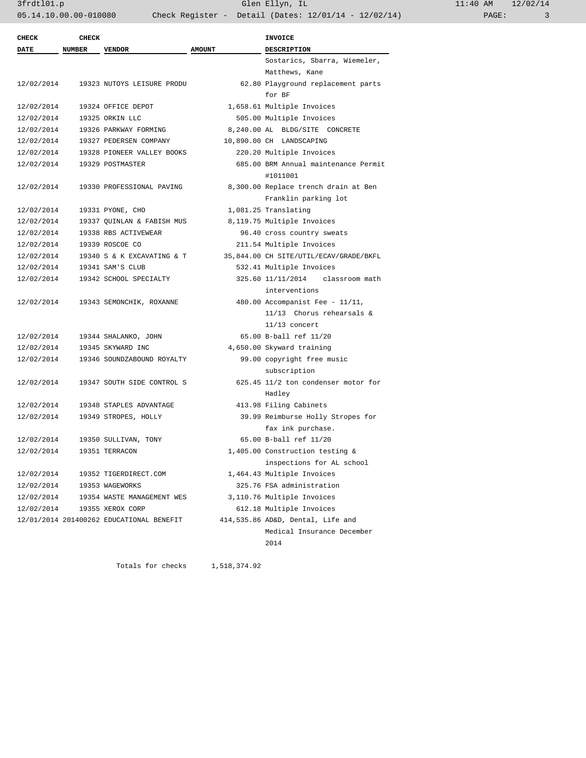| CHECK DATE | CHECK NUMBER | VENDOR | AMOUNT | INVOICE DESCRIPTION |
|---|---|---|---|---|
| | | | | Sostarics, Sbarra, Wiemeler, Matthews, Kane |
| 12/02/2014 | 19323 | NUTOYS LEISURE PRODU | 62.80 | Playground replacement parts for BF |
| 12/02/2014 | 19324 | OFFICE DEPOT | 1,658.61 | Multiple Invoices |
| 12/02/2014 | 19325 | ORKIN LLC | 505.00 | Multiple Invoices |
| 12/02/2014 | 19326 | PARKWAY FORMING | 8,240.00 | AL BLDG/SITE CONCRETE |
| 12/02/2014 | 19327 | PEDERSEN COMPANY | 10,890.00 | CH LANDSCAPING |
| 12/02/2014 | 19328 | PIONEER VALLEY BOOKS | 220.20 | Multiple Invoices |
| 12/02/2014 | 19329 | POSTMASTER | 685.00 | BRM Annual maintenance Permit #1011001 |
| 12/02/2014 | 19330 | PROFESSIONAL PAVING | 8,300.00 | Replace trench drain at Ben Franklin parking lot |
| 12/02/2014 | 19331 | PYONE, CHO | 1,081.25 | Translating |
| 12/02/2014 | 19337 | QUINLAN & FABISH MUS | 8,119.75 | Multiple Invoices |
| 12/02/2014 | 19338 | RBS ACTIVEWEAR | 96.40 | cross country sweats |
| 12/02/2014 | 19339 | ROSCOE CO | 211.54 | Multiple Invoices |
| 12/02/2014 | 19340 | S & K EXCAVATING & T | 35,844.00 | CH SITE/UTIL/ECAV/GRADE/BKFL |
| 12/02/2014 | 19341 | SAM'S CLUB | 532.41 | Multiple Invoices |
| 12/02/2014 | 19342 | SCHOOL SPECIALTY | 325.60 | 11/11/2014 classroom math interventions |
| 12/02/2014 | 19343 | SEMONCHIK, ROXANNE | 480.00 | Accompanist Fee - 11/11, 11/13 Chorus rehearsals & 11/13 concert |
| 12/02/2014 | 19344 | SHALANKO, JOHN | 65.00 | B-ball ref 11/20 |
| 12/02/2014 | 19345 | SKYWARD INC | 4,650.00 | Skyward training |
| 12/02/2014 | 19346 | SOUNDZABOUND ROYALTY | 99.00 | copyright free music subscription |
| 12/02/2014 | 19347 | SOUTH SIDE CONTROL S | 625.45 | 11/2 ton condenser motor for Hadley |
| 12/02/2014 | 19348 | STAPLES ADVANTAGE | 413.98 | Filing Cabinets |
| 12/02/2014 | 19349 | STROPES, HOLLY | 39.99 | Reimburse Holly Stropes for fax ink purchase. |
| 12/02/2014 | 19350 | SULLIVAN, TONY | 65.00 | B-ball ref 11/20 |
| 12/02/2014 | 19351 | TERRACON | 1,405.00 | Construction testing & inspections for AL school |
| 12/02/2014 | 19352 | TIGERDIRECT.COM | 1,464.43 | Multiple Invoices |
| 12/02/2014 | 19353 | WAGEWORKS | 325.76 | FSA administration |
| 12/02/2014 | 19354 | WASTE MANAGEMENT WES | 3,110.76 | Multiple Invoices |
| 12/02/2014 | 19355 | XEROX CORP | 612.18 | Multiple Invoices |
| 12/01/2014 | 201400262 | EDUCATIONAL BENEFIT | 414,535.86 | AD&D, Dental, Life and Medical Insurance December 2014 |

Totals for checks 1,518,374.92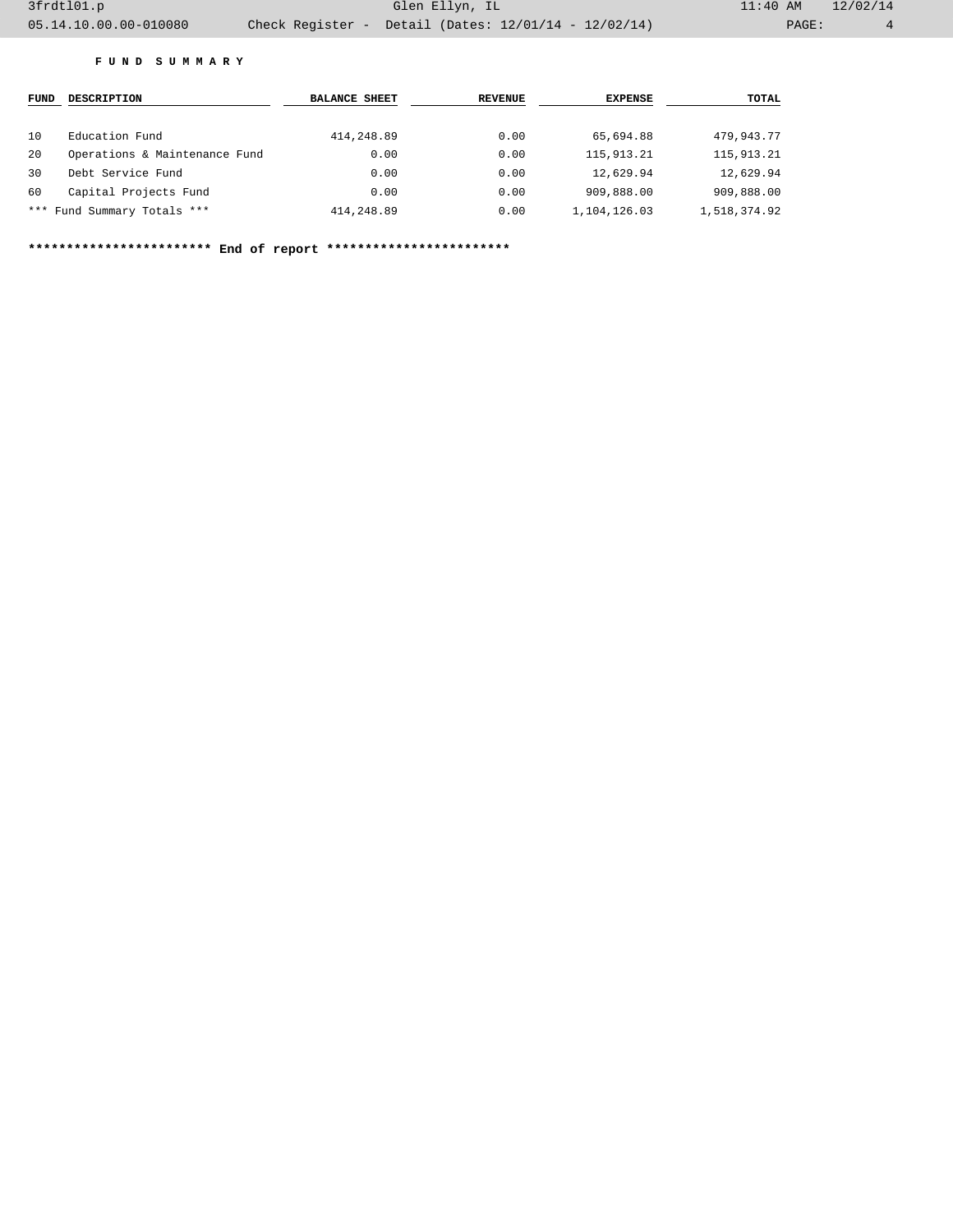**F U N D   S U M M A R Y**

| FUND | DESCRIPTION | BALANCE SHEET | REVENUE | EXPENSE | TOTAL |
|---|---|---|---|---|---|
| 10 | Education Fund | 414,248.89 | 0.00 | 65,694.88 | 479,943.77 |
| 20 | Operations & Maintenance Fund | 0.00 | 0.00 | 115,913.21 | 115,913.21 |
| 30 | Debt Service Fund | 0.00 | 0.00 | 12,629.94 | 12,629.94 |
| 60 | Capital Projects Fund | 0.00 | 0.00 | 909,888.00 | 909,888.00 |
| *** Fund Summary Totals *** | | 414,248.89 | 0.00 | 1,104,126.03 | 1,518,374.92 |

**************************** End of report ****************************